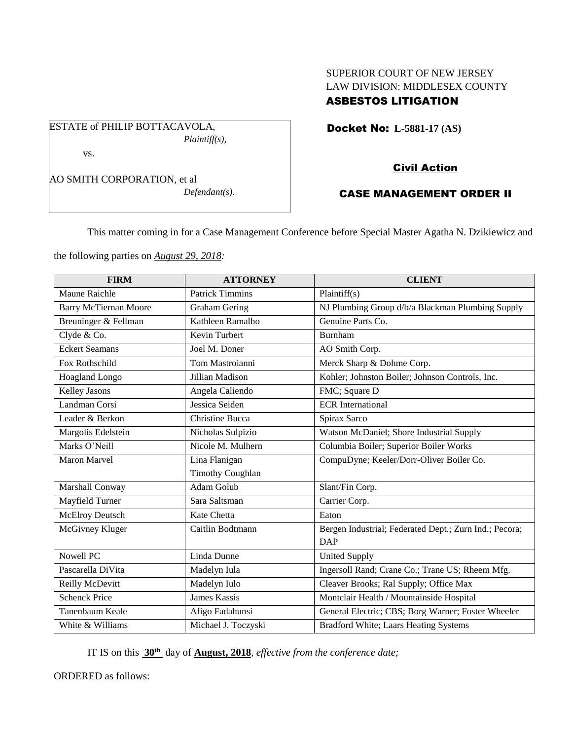SUPERIOR COURT OF NEW JERSEY
LAW DIVISION: MIDDLESEX COUNTY
**ASBESTOS LITIGATION**

ESTATE of PHILIP BOTTACAVOLA,
*Plaintiff(s),*

vs.

AO SMITH CORPORATION, et al
*Defendant(s).*

**Docket No: L-5881-17 (AS)**

**Civil Action**

**CASE MANAGEMENT ORDER II**

This matter coming in for a Case Management Conference before Special Master Agatha N. Dzikiewicz and the following parties on ***August 29, 2018:***

| FIRM | ATTORNEY | CLIENT |
|---|---|---|
| Maune Raichle | Patrick Timmins | Plaintiff(s) |
| Barry McTiernan Moore | Graham Gering | NJ Plumbing Group d/b/a Blackman Plumbing Supply |
| Breuninger & Fellman | Kathleen Ramalho | Genuine Parts Co. |
| Clyde & Co. | Kevin Turbert | Burnham |
| Eckert Seamans | Joel M. Doner | AO Smith Corp. |
| Fox Rothschild | Tom Mastroianni | Merck Sharp & Dohme Corp. |
| Hoagland Longo | Jillian Madison | Kohler; Johnston Boiler; Johnson Controls, Inc. |
| Kelley Jasons | Angela Caliendo | FMC; Square D |
| Landman Corsi | Jessica Seiden | ECR International |
| Leader & Berkon | Christine Bucca | Spirax Sarco |
| Margolis Edelstein | Nicholas Sulpizio | Watson McDaniel; Shore Industrial Supply |
| Marks O'Neill | Nicole M. Mulhern | Columbia Boiler; Superior Boiler Works |
| Maron Marvel | Lina Flanigan<br>Timothy Coughlan | CompuDyne; Keeler/Dorr-Oliver Boiler Co. |
| Marshall Conway | Adam Golub | Slant/Fin Corp. |
| Mayfield Turner | Sara Saltsman | Carrier Corp. |
| McElroy Deutsch | Kate Chetta | Eaton |
| McGivney Kluger | Caitlin Bodtmann | Bergen Industrial; Federated Dept.; Zurn Ind.; Pecora; DAP |
| Nowell PC | Linda Dunne | United Supply |
| Pascarella DiVita | Madelyn Iula | Ingersoll Rand; Crane Co.; Trane US; Rheem Mfg. |
| Reilly McDevitt | Madelyn Iulo | Cleaver Brooks; Ral Supply; Office Max |
| Schenck Price | James Kassis | Montclair Health / Mountainside Hospital |
| Tanenbaum Keale | Afigo Fadahunsi | General Electric; CBS; Borg Warner; Foster Wheeler |
| White & Williams | Michael J. Toczyski | Bradford White; Laars Heating Systems |

IT IS on this **30th** day of **August, 2018**, *effective from the conference date;*

ORDERED as follows: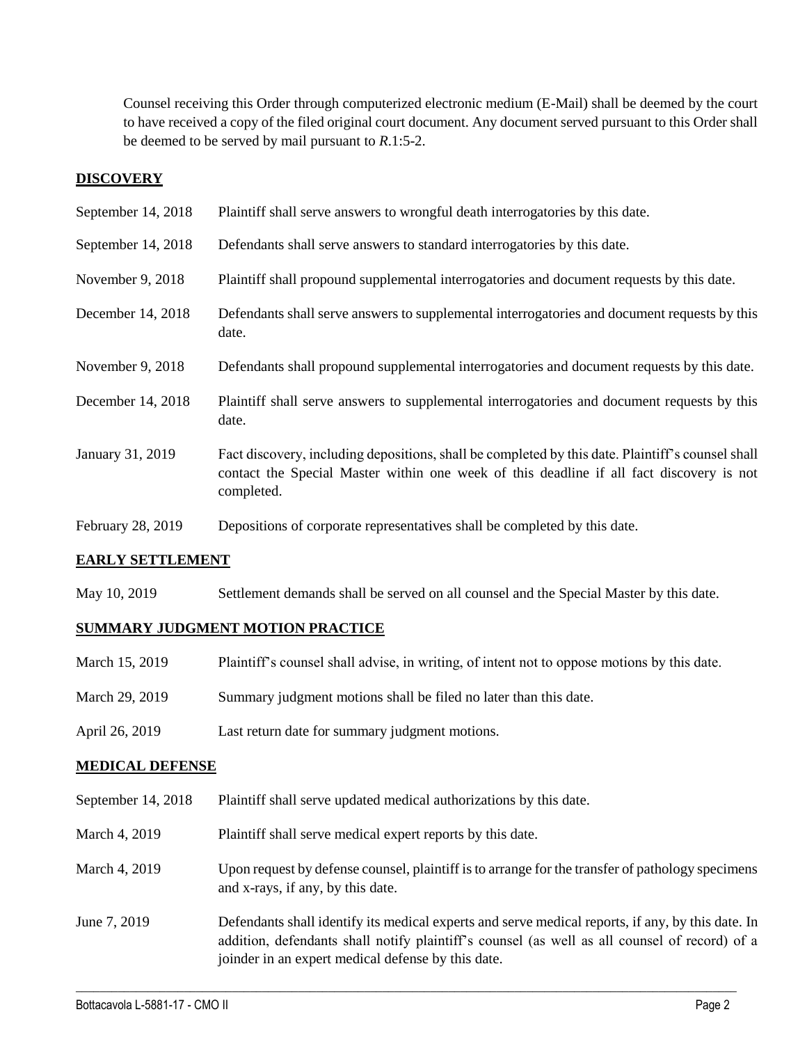Counsel receiving this Order through computerized electronic medium (E-Mail) shall be deemed by the court to have received a copy of the filed original court document. Any document served pursuant to this Order shall be deemed to be served by mail pursuant to *R*.1:5-2.

## **DISCOVERY**

| | |
|---|---|
| September 14, 2018 | Plaintiff shall serve answers to wrongful death interrogatories by this date. |
| September 14, 2018 | Defendants shall serve answers to standard interrogatories by this date. |
| November 9, 2018 | Plaintiff shall propound supplemental interrogatories and document requests by this date. |
| December 14, 2018 | Defendants shall serve answers to supplemental interrogatories and document requests by this date. |
| November 9, 2018 | Defendants shall propound supplemental interrogatories and document requests by this date. |
| December 14, 2018 | Plaintiff shall serve answers to supplemental interrogatories and document requests by this date. |
| January 31, 2019 | Fact discovery, including depositions, shall be completed by this date. Plaintiff's counsel shall contact the Special Master within one week of this deadline if all fact discovery is not completed. |
| February 28, 2019 | Depositions of corporate representatives shall be completed by this date. |

## **EARLY SETTLEMENT**

| | |
|---|---|
| May 10, 2019 | Settlement demands shall be served on all counsel and the Special Master by this date. |

## **SUMMARY JUDGMENT MOTION PRACTICE**

| | |
|---|---|
| March 15, 2019 | Plaintiff's counsel shall advise, in writing, of intent not to oppose motions by this date. |
| March 29, 2019 | Summary judgment motions shall be filed no later than this date. |
| April 26, 2019 | Last return date for summary judgment motions. |

## **MEDICAL DEFENSE**

| | |
|---|---|
| September 14, 2018 | Plaintiff shall serve updated medical authorizations by this date. |
| March 4, 2019 | Plaintiff shall serve medical expert reports by this date. |
| March 4, 2019 | Upon request by defense counsel, plaintiff is to arrange for the transfer of pathology specimens and x-rays, if any, by this date. |
| June 7, 2019 | Defendants shall identify its medical experts and serve medical reports, if any, by this date. In addition, defendants shall notify plaintiff's counsel (as well as all counsel of record) of a joinder in an expert medical defense by this date. |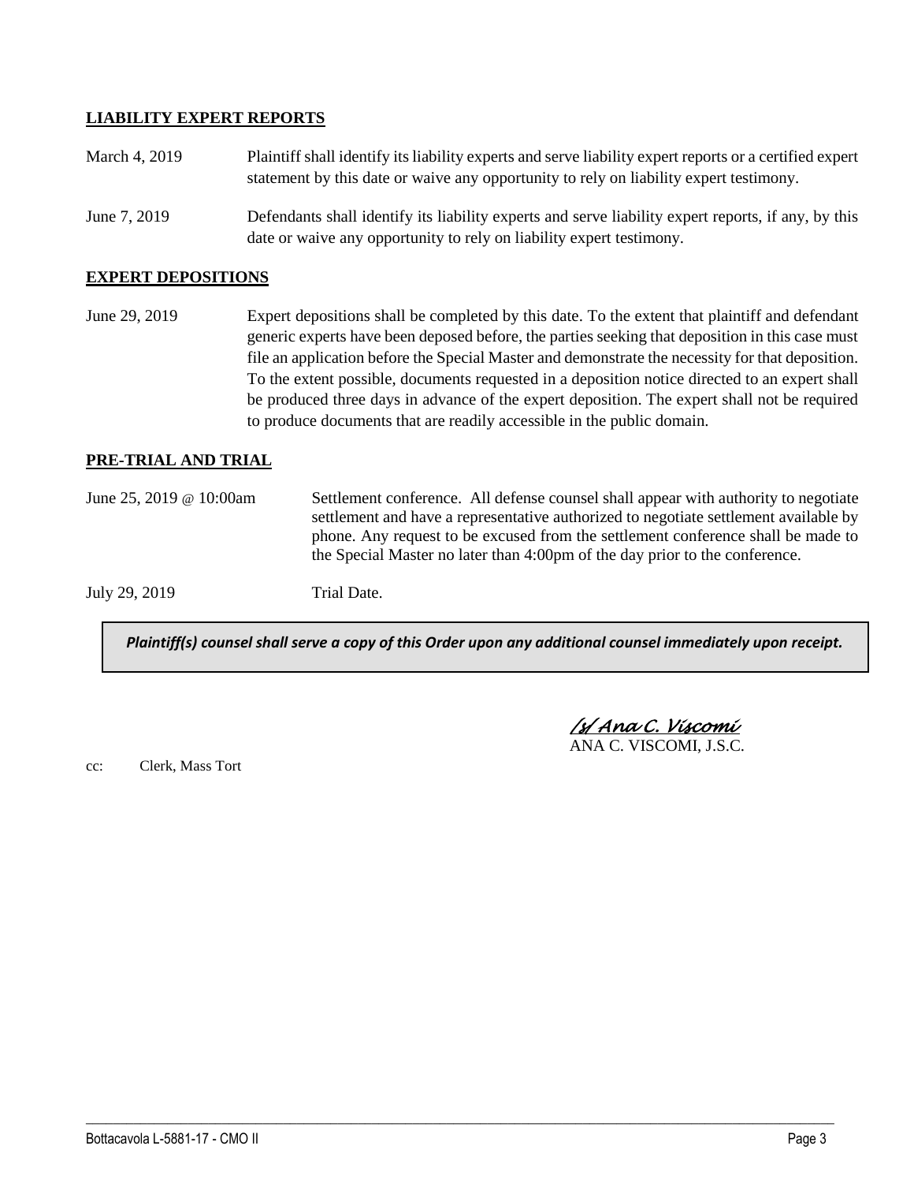**LIABILITY EXPERT REPORTS**

| | |
|---|---|
| March 4, 2019 | Plaintiff shall identify its liability experts and serve liability expert reports or a certified expert statement by this date or waive any opportunity to rely on liability expert testimony. |
| June 7, 2019 | Defendants shall identify its liability experts and serve liability expert reports, if any, by this date or waive any opportunity to rely on liability expert testimony. |

**EXPERT DEPOSITIONS**

| | |
|---|---|
| June 29, 2019 | Expert depositions shall be completed by this date. To the extent that plaintiff and defendant generic experts have been deposed before, the parties seeking that deposition in this case must file an application before the Special Master and demonstrate the necessity for that deposition. To the extent possible, documents requested in a deposition notice directed to an expert shall be produced three days in advance of the expert deposition. The expert shall not be required to produce documents that are readily accessible in the public domain. |

**PRE-TRIAL AND TRIAL**

| | |
|---|---|
| June 25, 2019 @ 10:00am | Settlement conference. All defense counsel shall appear with authority to negotiate settlement and have a representative authorized to negotiate settlement available by phone. Any request to be excused from the settlement conference shall be made to the Special Master no later than 4:00pm of the day prior to the conference. |
| July 29, 2019 | Trial Date. |

***Plaintiff(s) counsel shall serve a copy of this Order upon any additional counsel immediately upon receipt.***

*/s/ Ana C. Viscomi*
ANA C. VISCOMI, J.S.C.

cc: Clerk, Mass Tort